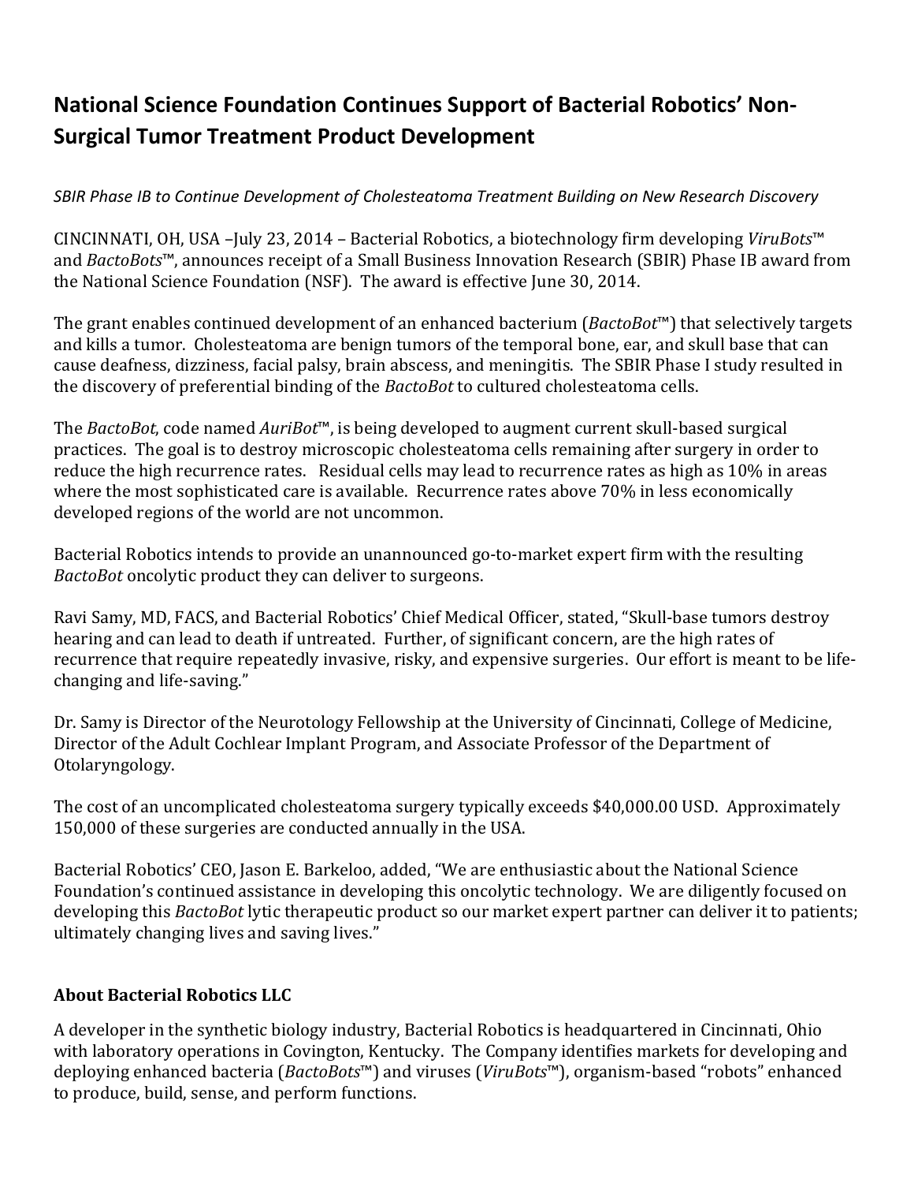# National Science Foundation Continues Support of Bacterial Robotics' Non-Surgical Tumor Treatment Product Development

*SBIR Phase IB to Continue Development of Cholesteatoma Treatment Building on New Research Discovery*

CINCINNATI, OH, USA –July 23, 2014 – Bacterial Robotics, a biotechnology firm developing *ViruBots*™ and *BactoBots*™, announces receipt of a Small Business Innovation Research (SBIR) Phase IB award from the National Science Foundation (NSF). The award is effective June 30, 2014.

The grant enables continued development of an enhanced bacterium (*BactoBot*™) that selectively targets and kills a tumor. Cholesteatoma are benign tumors of the temporal bone, ear, and skull base that can cause deafness, dizziness, facial palsy, brain abscess, and meningitis. The SBIR Phase I study resulted in the discovery of preferential binding of the *BactoBot* to cultured cholesteatoma cells.

The *BactoBot*, code named *AuriBot*™, is being developed to augment current skull-based surgical practices. The goal is to destroy microscopic cholesteatoma cells remaining after surgery in order to reduce the high recurrence rates. Residual cells may lead to recurrence rates as high as 10% in areas where the most sophisticated care is available. Recurrence rates above 70% in less economically developed regions of the world are not uncommon.

Bacterial Robotics intends to provide an unannounced go-to-market expert firm with the resulting *BactoBot* oncolytic product they can deliver to surgeons.

Ravi Samy, MD, FACS, and Bacterial Robotics' Chief Medical Officer, stated, "Skull-base tumors destroy hearing and can lead to death if untreated. Further, of significant concern, are the high rates of recurrence that require repeatedly invasive, risky, and expensive surgeries. Our effort is meant to be life-changing and life-saving."

Dr. Samy is Director of the Neurotology Fellowship at the University of Cincinnati, College of Medicine, Director of the Adult Cochlear Implant Program, and Associate Professor of the Department of Otolaryngology.

The cost of an uncomplicated cholesteatoma surgery typically exceeds $40,000.00 USD. Approximately 150,000 of these surgeries are conducted annually in the USA.

Bacterial Robotics' CEO, Jason E. Barkeloo, added, "We are enthusiastic about the National Science Foundation's continued assistance in developing this oncolytic technology. We are diligently focused on developing this *BactoBot* lytic therapeutic product so our market expert partner can deliver it to patients; ultimately changing lives and saving lives."

## About Bacterial Robotics LLC

A developer in the synthetic biology industry, Bacterial Robotics is headquartered in Cincinnati, Ohio with laboratory operations in Covington, Kentucky. The Company identifies markets for developing and deploying enhanced bacteria (*BactoBots*™) and viruses (*ViruBots*™), organism-based "robots" enhanced to produce, build, sense, and perform functions.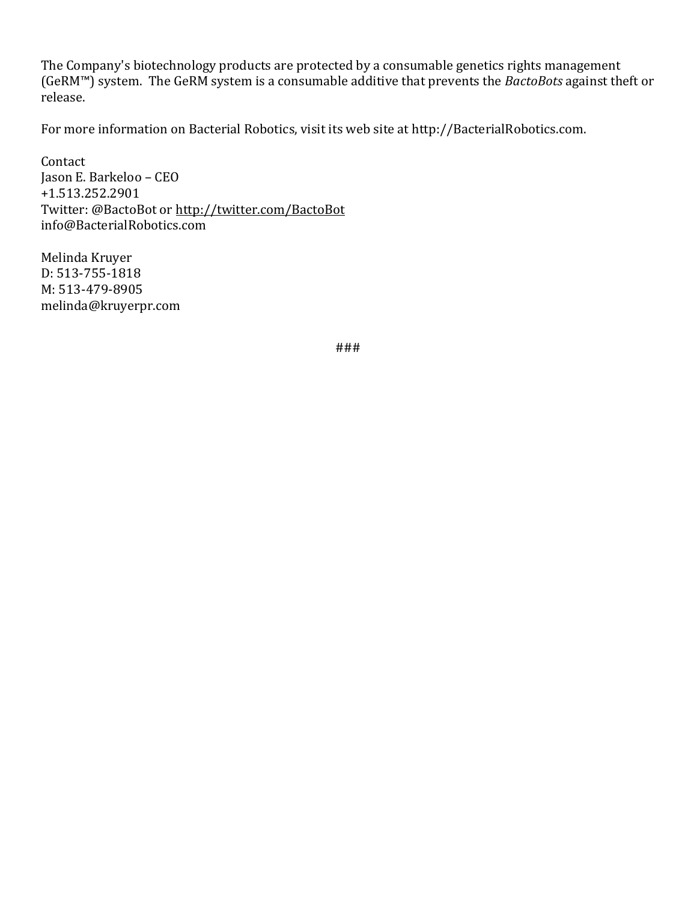The Company's biotechnology products are protected by a consumable genetics rights management (GeRM™) system. The GeRM system is a consumable additive that prevents the *BactoBots* against theft or release.

For more information on Bacterial Robotics, visit its web site at http://BacterialRobotics.com.

Contact
Jason E. Barkeloo – CEO
+1.513.252.2901
Twitter: @BactoBot or http://twitter.com/BactoBot
info@BacterialRobotics.com

Melinda Kruyer
D: 513-755-1818
M: 513-479-8905
melinda@kruyerpr.com

###